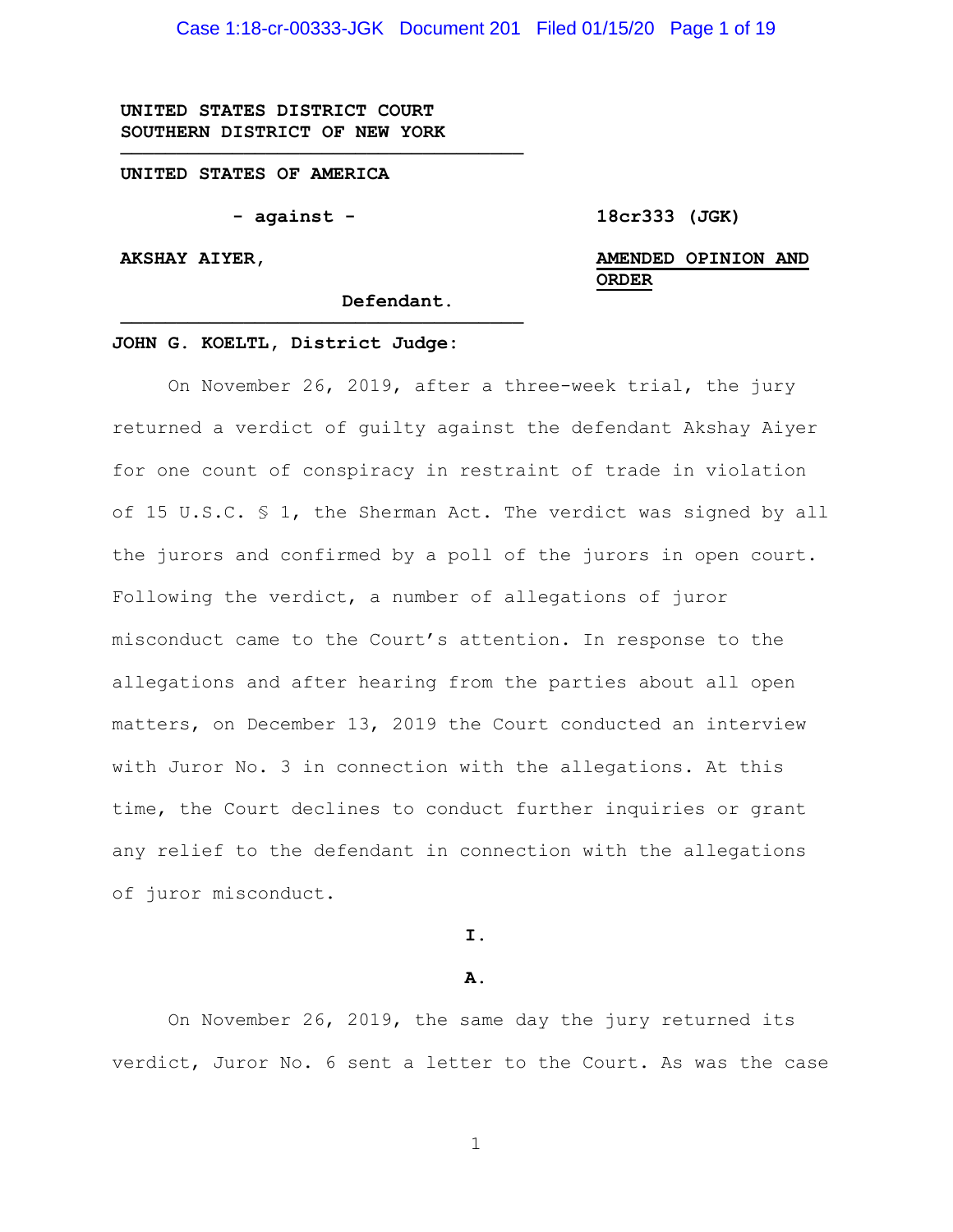**UNITED STATES DISTRICT COURT**
**SOUTHERN DISTRICT OF NEW YORK**

---

**UNITED STATES OF AMERICA**

**- against -**

**18cr333 (JGK)**

**AKSHAY AIYER,**

**Defendant.**

**AMENDED OPINION AND ORDER**

---

**JOHN G. KOELTL, District Judge:**

On November 26, 2019, after a three-week trial, the jury returned a verdict of guilty against the defendant Akshay Aiyer for one count of conspiracy in restraint of trade in violation of 15 U.S.C. § 1, the Sherman Act. The verdict was signed by all the jurors and confirmed by a poll of the jurors in open court. Following the verdict, a number of allegations of juror misconduct came to the Court's attention. In response to the allegations and after hearing from the parties about all open matters, on December 13, 2019 the Court conducted an interview with Juror No. 3 in connection with the allegations. At this time, the Court declines to conduct further inquiries or grant any relief to the defendant in connection with the allegations of juror misconduct.

## I.

### A.

On November 26, 2019, the same day the jury returned its verdict, Juror No. 6 sent a letter to the Court. As was the case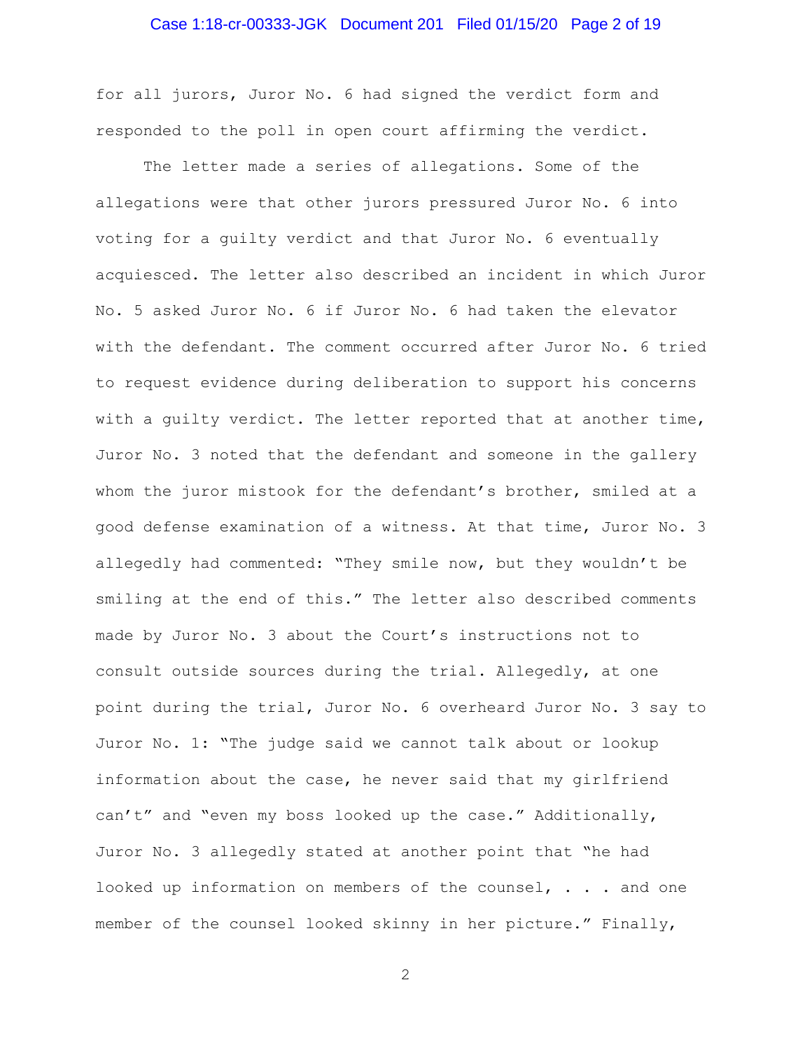for all jurors, Juror No. 6 had signed the verdict form and responded to the poll in open court affirming the verdict.

The letter made a series of allegations. Some of the allegations were that other jurors pressured Juror No. 6 into voting for a guilty verdict and that Juror No. 6 eventually acquiesced. The letter also described an incident in which Juror No. 5 asked Juror No. 6 if Juror No. 6 had taken the elevator with the defendant. The comment occurred after Juror No. 6 tried to request evidence during deliberation to support his concerns with a guilty verdict. The letter reported that at another time, Juror No. 3 noted that the defendant and someone in the gallery whom the juror mistook for the defendant's brother, smiled at a good defense examination of a witness. At that time, Juror No. 3 allegedly had commented: "They smile now, but they wouldn't be smiling at the end of this." The letter also described comments made by Juror No. 3 about the Court's instructions not to consult outside sources during the trial. Allegedly, at one point during the trial, Juror No. 6 overheard Juror No. 3 say to Juror No. 1: "The judge said we cannot talk about or lookup information about the case, he never said that my girlfriend can't" and "even my boss looked up the case." Additionally, Juror No. 3 allegedly stated at another point that "he had looked up information on members of the counsel, . . . and one member of the counsel looked skinny in her picture." Finally,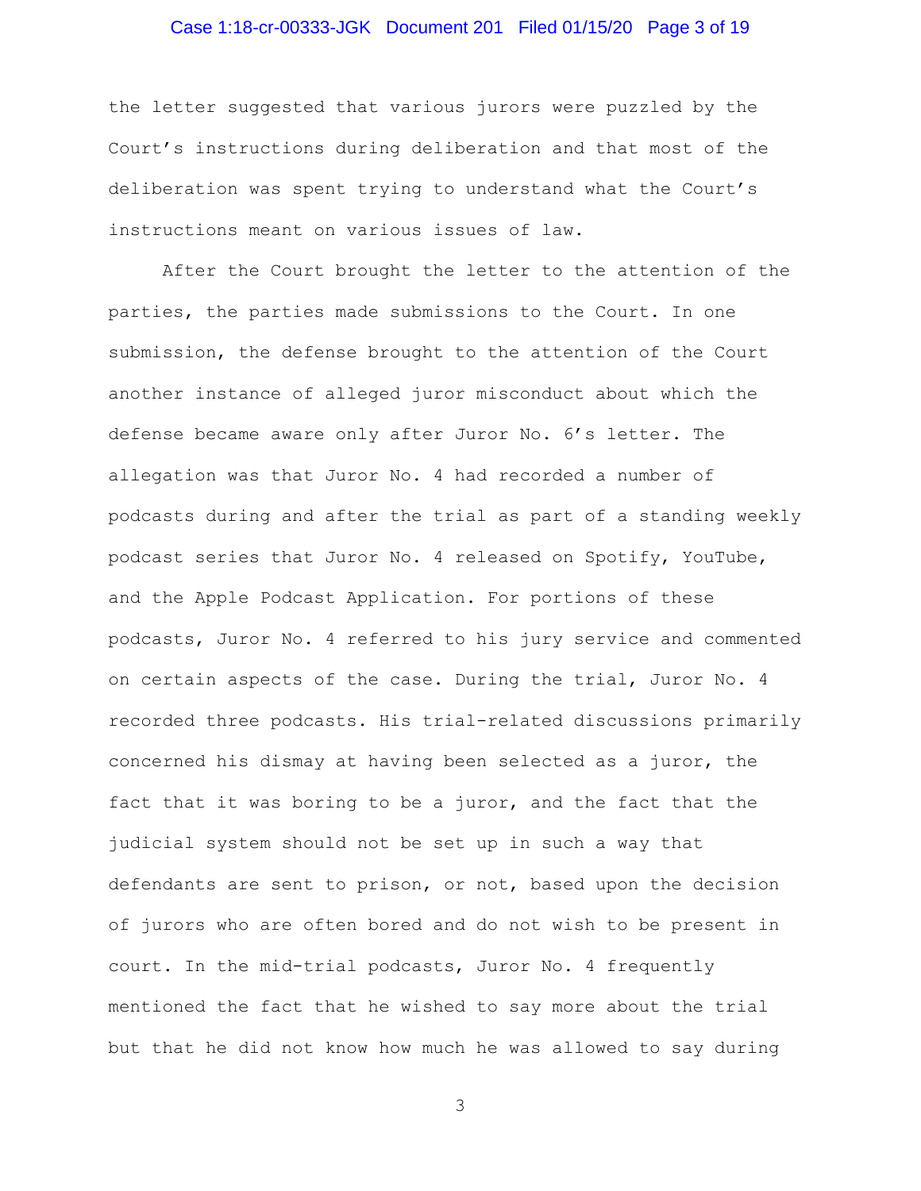the letter suggested that various jurors were puzzled by the Court's instructions during deliberation and that most of the deliberation was spent trying to understand what the Court's instructions meant on various issues of law.

After the Court brought the letter to the attention of the parties, the parties made submissions to the Court. In one submission, the defense brought to the attention of the Court another instance of alleged juror misconduct about which the defense became aware only after Juror No. 6's letter. The allegation was that Juror No. 4 had recorded a number of podcasts during and after the trial as part of a standing weekly podcast series that Juror No. 4 released on Spotify, YouTube, and the Apple Podcast Application. For portions of these podcasts, Juror No. 4 referred to his jury service and commented on certain aspects of the case. During the trial, Juror No. 4 recorded three podcasts. His trial-related discussions primarily concerned his dismay at having been selected as a juror, the fact that it was boring to be a juror, and the fact that the judicial system should not be set up in such a way that defendants are sent to prison, or not, based upon the decision of jurors who are often bored and do not wish to be present in court. In the mid-trial podcasts, Juror No. 4 frequently mentioned the fact that he wished to say more about the trial but that he did not know how much he was allowed to say during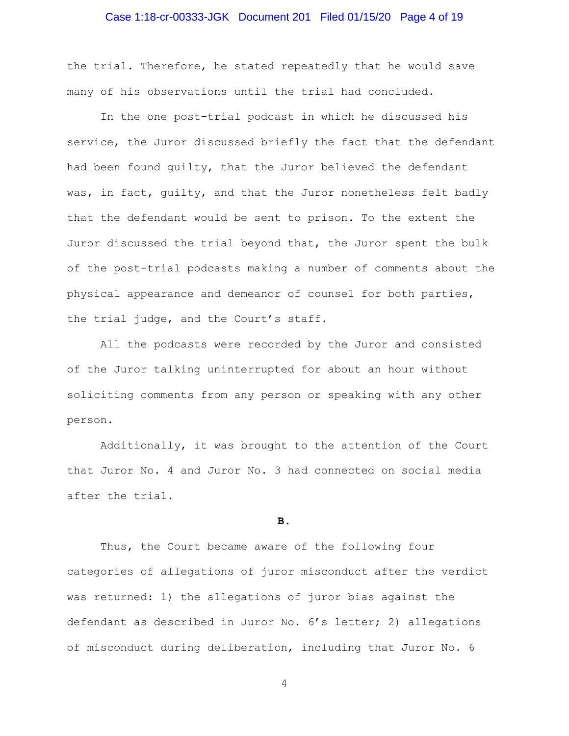the trial. Therefore, he stated repeatedly that he would save many of his observations until the trial had concluded.

In the one post-trial podcast in which he discussed his service, the Juror discussed briefly the fact that the defendant had been found guilty, that the Juror believed the defendant was, in fact, guilty, and that the Juror nonetheless felt badly that the defendant would be sent to prison. To the extent the Juror discussed the trial beyond that, the Juror spent the bulk of the post-trial podcasts making a number of comments about the physical appearance and demeanor of counsel for both parties, the trial judge, and the Court's staff.

All the podcasts were recorded by the Juror and consisted of the Juror talking uninterrupted for about an hour without soliciting comments from any person or speaking with any other person.

Additionally, it was brought to the attention of the Court that Juror No. 4 and Juror No. 3 had connected on social media after the trial.

**B.**

Thus, the Court became aware of the following four categories of allegations of juror misconduct after the verdict was returned: 1) the allegations of juror bias against the defendant as described in Juror No. 6's letter; 2) allegations of misconduct during deliberation, including that Juror No. 6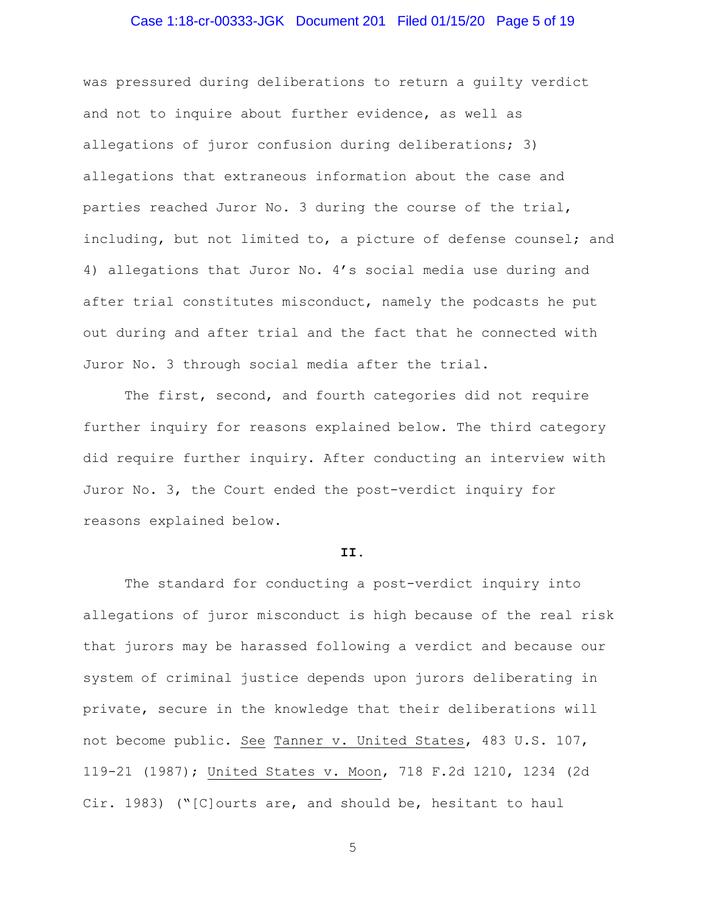was pressured during deliberations to return a guilty verdict and not to inquire about further evidence, as well as allegations of juror confusion during deliberations; 3) allegations that extraneous information about the case and parties reached Juror No. 3 during the course of the trial, including, but not limited to, a picture of defense counsel; and 4) allegations that Juror No. 4's social media use during and after trial constitutes misconduct, namely the podcasts he put out during and after trial and the fact that he connected with Juror No. 3 through social media after the trial.

The first, second, and fourth categories did not require further inquiry for reasons explained below. The third category did require further inquiry. After conducting an interview with Juror No. 3, the Court ended the post-verdict inquiry for reasons explained below.

## II.

The standard for conducting a post-verdict inquiry into allegations of juror misconduct is high because of the real risk that jurors may be harassed following a verdict and because our system of criminal justice depends upon jurors deliberating in private, secure in the knowledge that their deliberations will not become public. See Tanner v. United States, 483 U.S. 107, 119-21 (1987); United States v. Moon, 718 F.2d 1210, 1234 (2d Cir. 1983) ("[C]ourts are, and should be, hesitant to haul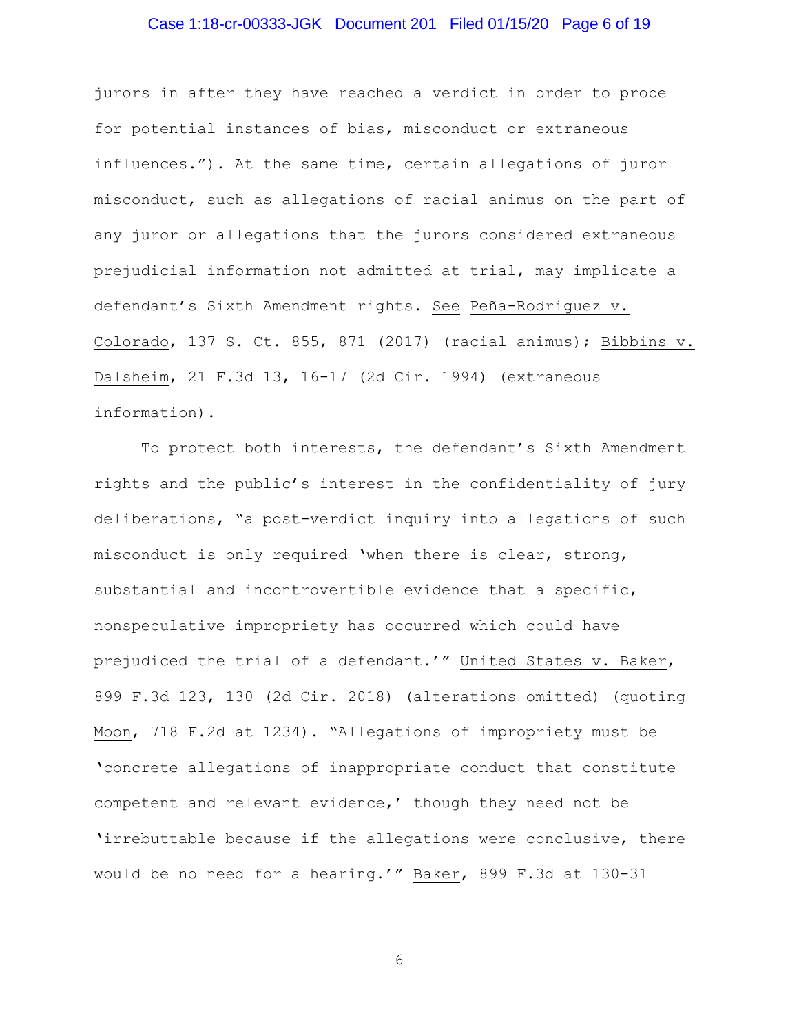jurors in after they have reached a verdict in order to probe for potential instances of bias, misconduct or extraneous influences."). At the same time, certain allegations of juror misconduct, such as allegations of racial animus on the part of any juror or allegations that the jurors considered extraneous prejudicial information not admitted at trial, may implicate a defendant's Sixth Amendment rights. See Peña-Rodriguez v. Colorado, 137 S. Ct. 855, 871 (2017) (racial animus); Bibbins v. Dalsheim, 21 F.3d 13, 16-17 (2d Cir. 1994) (extraneous information).

To protect both interests, the defendant's Sixth Amendment rights and the public's interest in the confidentiality of jury deliberations, "a post-verdict inquiry into allegations of such misconduct is only required 'when there is clear, strong, substantial and incontrovertible evidence that a specific, nonspeculative impropriety has occurred which could have prejudiced the trial of a defendant.'" United States v. Baker, 899 F.3d 123, 130 (2d Cir. 2018) (alterations omitted) (quoting Moon, 718 F.2d at 1234). "Allegations of impropriety must be 'concrete allegations of inappropriate conduct that constitute competent and relevant evidence,' though they need not be 'irrebuttable because if the allegations were conclusive, there would be no need for a hearing.'" Baker, 899 F.3d at 130-31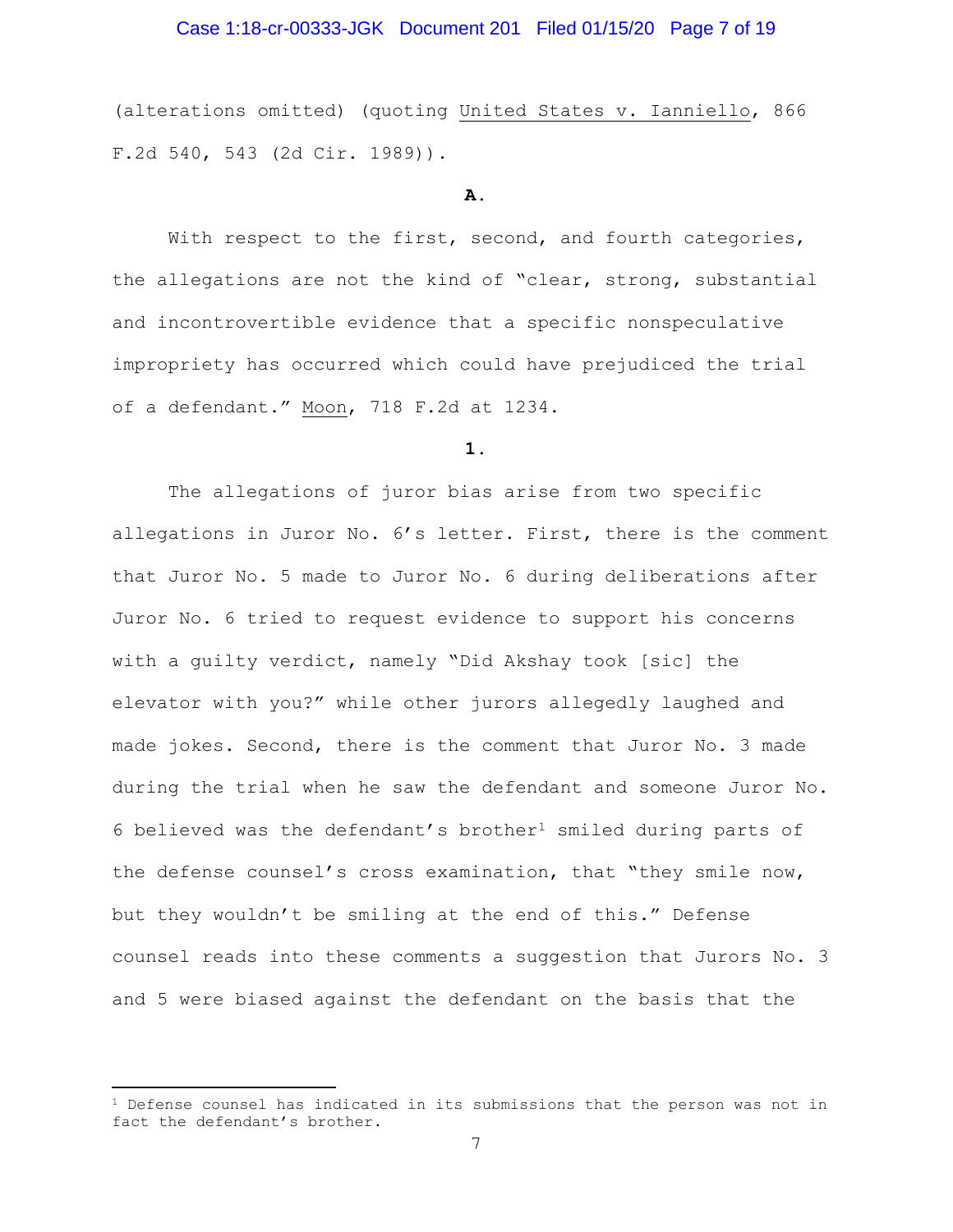(alterations omitted) (quoting United States v. Ianniello, 866 F.2d 540, 543 (2d Cir. 1989)).

**A.**

With respect to the first, second, and fourth categories, the allegations are not the kind of "clear, strong, substantial and incontrovertible evidence that a specific nonspeculative impropriety has occurred which could have prejudiced the trial of a defendant." Moon, 718 F.2d at 1234.

**1.**

The allegations of juror bias arise from two specific allegations in Juror No. 6's letter. First, there is the comment that Juror No. 5 made to Juror No. 6 during deliberations after Juror No. 6 tried to request evidence to support his concerns with a guilty verdict, namely "Did Akshay took [sic] the elevator with you?" while other jurors allegedly laughed and made jokes. Second, there is the comment that Juror No. 3 made during the trial when he saw the defendant and someone Juror No. 6 believed was the defendant's brother[1] smiled during parts of the defense counsel's cross examination, that "they smile now, but they wouldn't be smiling at the end of this." Defense counsel reads into these comments a suggestion that Jurors No. 3 and 5 were biased against the defendant on the basis that the

[1] Defense counsel has indicated in its submissions that the person was not in fact the defendant's brother.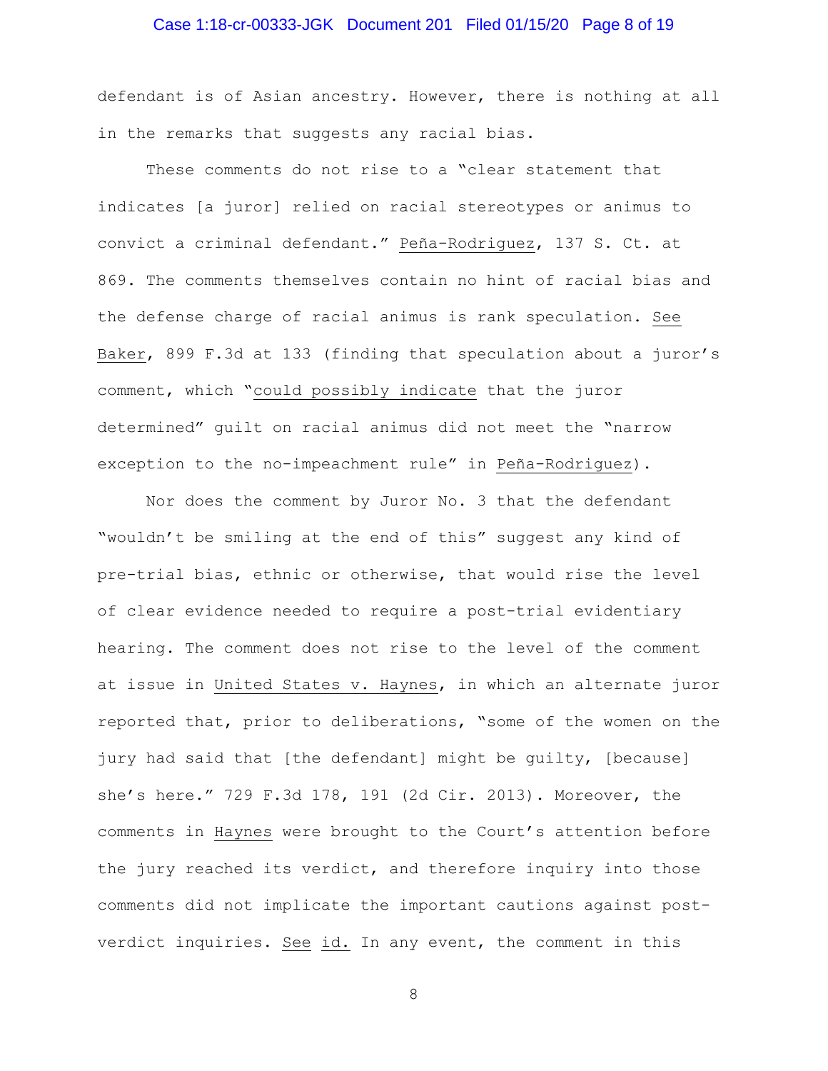defendant is of Asian ancestry. However, there is nothing at all in the remarks that suggests any racial bias.

These comments do not rise to a "clear statement that indicates [a juror] relied on racial stereotypes or animus to convict a criminal defendant." Peña-Rodriguez, 137 S. Ct. at 869. The comments themselves contain no hint of racial bias and the defense charge of racial animus is rank speculation. See Baker, 899 F.3d at 133 (finding that speculation about a juror's comment, which "could possibly indicate that the juror determined" guilt on racial animus did not meet the "narrow exception to the no-impeachment rule" in Peña-Rodriguez).

Nor does the comment by Juror No. 3 that the defendant "wouldn't be smiling at the end of this" suggest any kind of pre-trial bias, ethnic or otherwise, that would rise the level of clear evidence needed to require a post-trial evidentiary hearing. The comment does not rise to the level of the comment at issue in United States v. Haynes, in which an alternate juror reported that, prior to deliberations, "some of the women on the jury had said that [the defendant] might be guilty, [because] she's here." 729 F.3d 178, 191 (2d Cir. 2013). Moreover, the comments in Haynes were brought to the Court's attention before the jury reached its verdict, and therefore inquiry into those comments did not implicate the important cautions against post-verdict inquiries. See id. In any event, the comment in this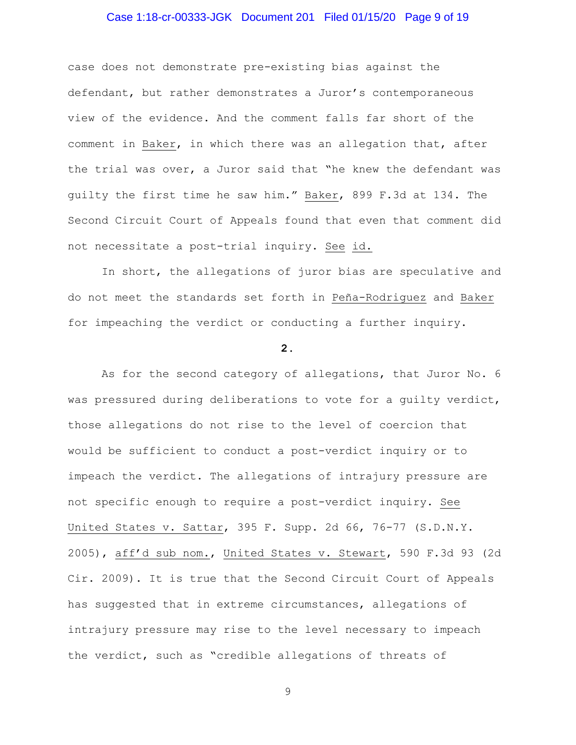case does not demonstrate pre-existing bias against the defendant, but rather demonstrates a Juror's contemporaneous view of the evidence. And the comment falls far short of the comment in Baker, in which there was an allegation that, after the trial was over, a Juror said that "he knew the defendant was guilty the first time he saw him." Baker, 899 F.3d at 134. The Second Circuit Court of Appeals found that even that comment did not necessitate a post-trial inquiry. See id.

In short, the allegations of juror bias are speculative and do not meet the standards set forth in Peña-Rodriguez and Baker for impeaching the verdict or conducting a further inquiry.

**2.**

As for the second category of allegations, that Juror No. 6 was pressured during deliberations to vote for a guilty verdict, those allegations do not rise to the level of coercion that would be sufficient to conduct a post-verdict inquiry or to impeach the verdict. The allegations of intrajury pressure are not specific enough to require a post-verdict inquiry. See United States v. Sattar, 395 F. Supp. 2d 66, 76-77 (S.D.N.Y. 2005), aff'd sub nom., United States v. Stewart, 590 F.3d 93 (2d Cir. 2009). It is true that the Second Circuit Court of Appeals has suggested that in extreme circumstances, allegations of intrajury pressure may rise to the level necessary to impeach the verdict, such as "credible allegations of threats of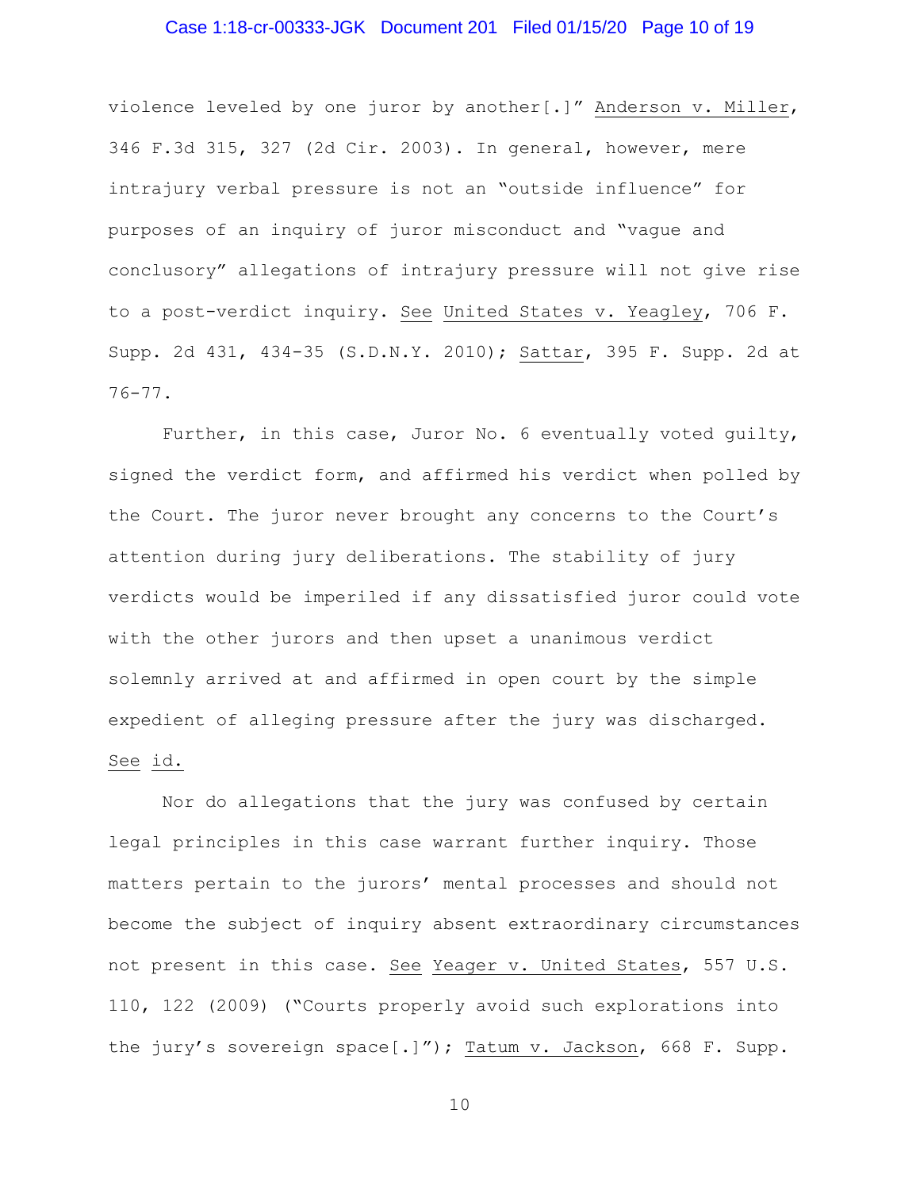violence leveled by one juror by another[.]" Anderson v. Miller, 346 F.3d 315, 327 (2d Cir. 2003). In general, however, mere intrajury verbal pressure is not an "outside influence" for purposes of an inquiry of juror misconduct and "vague and conclusory" allegations of intrajury pressure will not give rise to a post-verdict inquiry. See United States v. Yeagley, 706 F. Supp. 2d 431, 434-35 (S.D.N.Y. 2010); Sattar, 395 F. Supp. 2d at 76-77.

Further, in this case, Juror No. 6 eventually voted guilty, signed the verdict form, and affirmed his verdict when polled by the Court. The juror never brought any concerns to the Court's attention during jury deliberations. The stability of jury verdicts would be imperiled if any dissatisfied juror could vote with the other jurors and then upset a unanimous verdict solemnly arrived at and affirmed in open court by the simple expedient of alleging pressure after the jury was discharged. See id.

Nor do allegations that the jury was confused by certain legal principles in this case warrant further inquiry. Those matters pertain to the jurors' mental processes and should not become the subject of inquiry absent extraordinary circumstances not present in this case. See Yeager v. United States, 557 U.S. 110, 122 (2009) ("Courts properly avoid such explorations into the jury's sovereign space[.]"); Tatum v. Jackson, 668 F. Supp.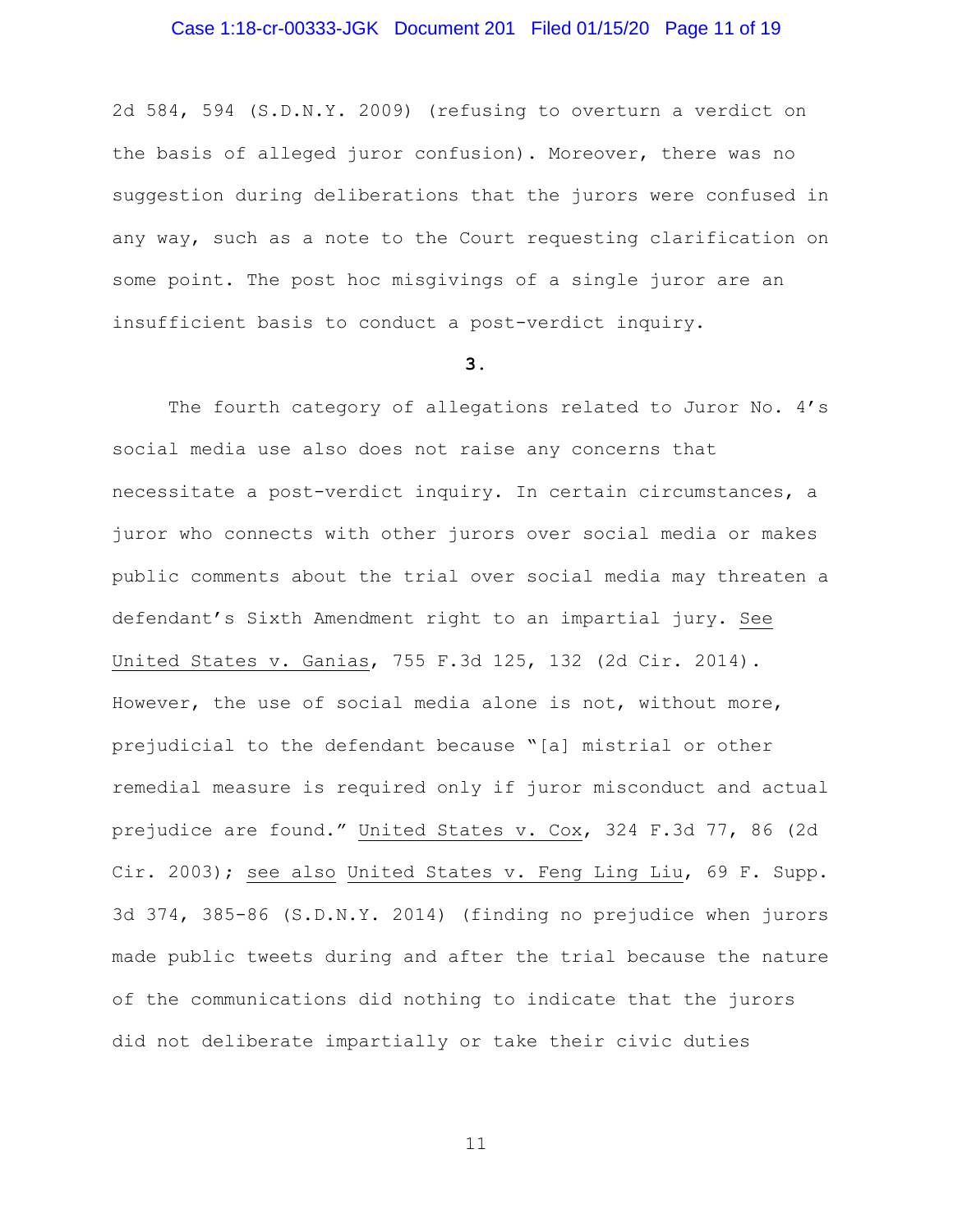2d 584, 594 (S.D.N.Y. 2009) (refusing to overturn a verdict on the basis of alleged juror confusion). Moreover, there was no suggestion during deliberations that the jurors were confused in any way, such as a note to the Court requesting clarification on some point. The post hoc misgivings of a single juror are an insufficient basis to conduct a post-verdict inquiry.

**3.**

The fourth category of allegations related to Juror No. 4's social media use also does not raise any concerns that necessitate a post-verdict inquiry. In certain circumstances, a juror who connects with other jurors over social media or makes public comments about the trial over social media may threaten a defendant's Sixth Amendment right to an impartial jury. See United States v. Ganias, 755 F.3d 125, 132 (2d Cir. 2014). However, the use of social media alone is not, without more, prejudicial to the defendant because "[a] mistrial or other remedial measure is required only if juror misconduct and actual prejudice are found." United States v. Cox, 324 F.3d 77, 86 (2d Cir. 2003); see also United States v. Feng Ling Liu, 69 F. Supp. 3d 374, 385-86 (S.D.N.Y. 2014) (finding no prejudice when jurors made public tweets during and after the trial because the nature of the communications did nothing to indicate that the jurors did not deliberate impartially or take their civic duties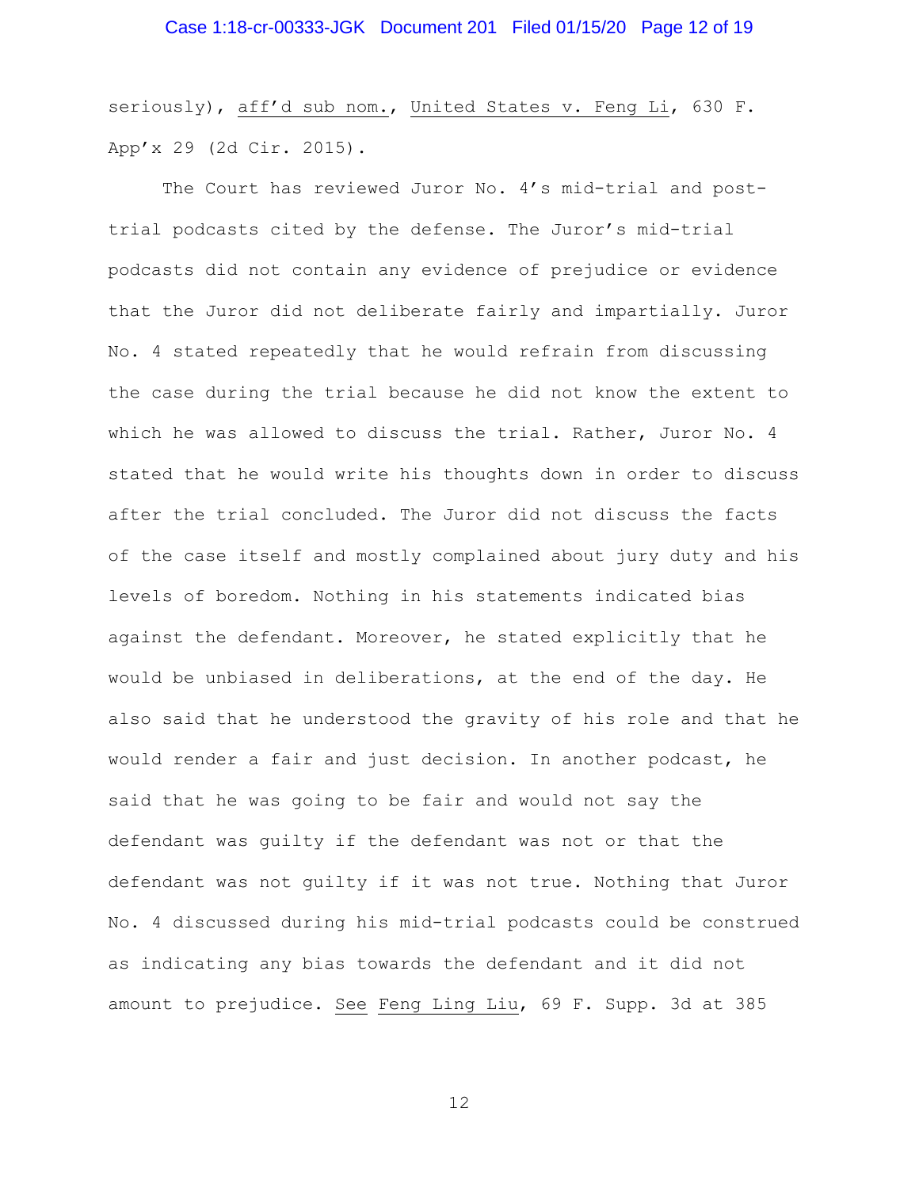seriously), aff'd sub nom., United States v. Feng Li, 630 F. App'x 29 (2d Cir. 2015).

The Court has reviewed Juror No. 4's mid-trial and post-trial podcasts cited by the defense. The Juror's mid-trial podcasts did not contain any evidence of prejudice or evidence that the Juror did not deliberate fairly and impartially. Juror No. 4 stated repeatedly that he would refrain from discussing the case during the trial because he did not know the extent to which he was allowed to discuss the trial. Rather, Juror No. 4 stated that he would write his thoughts down in order to discuss after the trial concluded. The Juror did not discuss the facts of the case itself and mostly complained about jury duty and his levels of boredom. Nothing in his statements indicated bias against the defendant. Moreover, he stated explicitly that he would be unbiased in deliberations, at the end of the day. He also said that he understood the gravity of his role and that he would render a fair and just decision. In another podcast, he said that he was going to be fair and would not say the defendant was guilty if the defendant was not or that the defendant was not guilty if it was not true. Nothing that Juror No. 4 discussed during his mid-trial podcasts could be construed as indicating any bias towards the defendant and it did not amount to prejudice. See Feng Ling Liu, 69 F. Supp. 3d at 385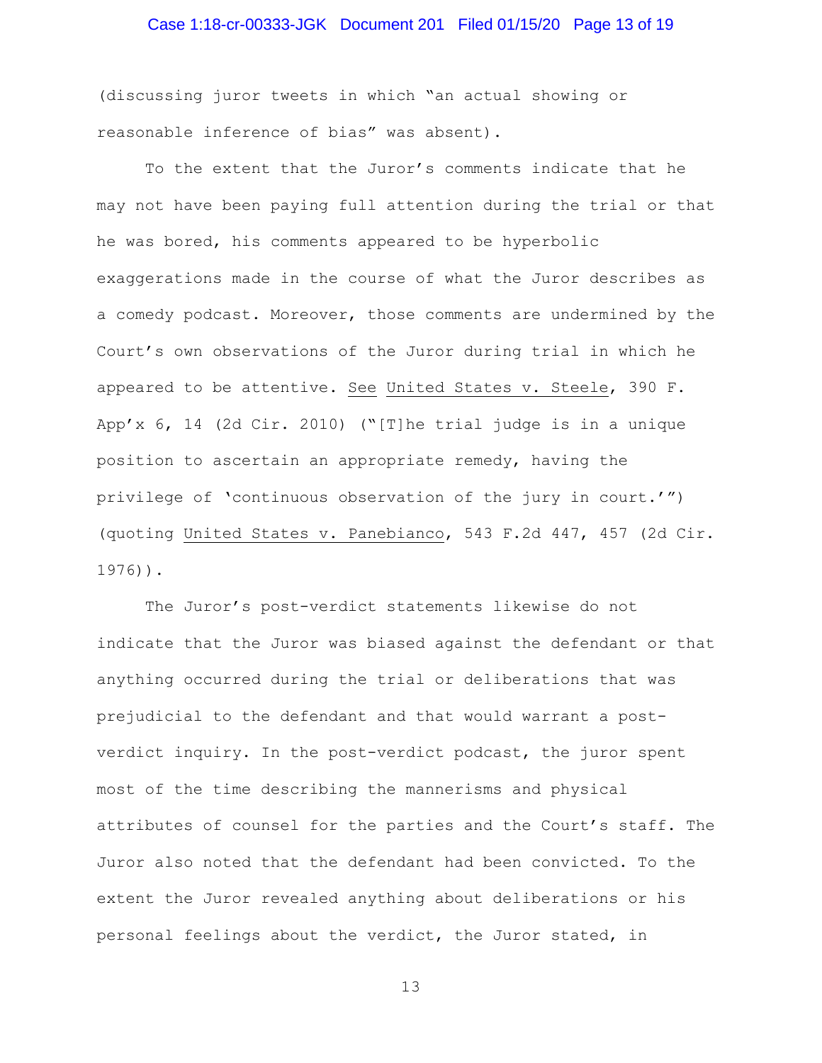(discussing juror tweets in which "an actual showing or reasonable inference of bias" was absent).

To the extent that the Juror's comments indicate that he may not have been paying full attention during the trial or that he was bored, his comments appeared to be hyperbolic exaggerations made in the course of what the Juror describes as a comedy podcast. Moreover, those comments are undermined by the Court's own observations of the Juror during trial in which he appeared to be attentive. See United States v. Steele, 390 F. App'x 6, 14 (2d Cir. 2010) ("[T]he trial judge is in a unique position to ascertain an appropriate remedy, having the privilege of 'continuous observation of the jury in court.'") (quoting United States v. Panebianco, 543 F.2d 447, 457 (2d Cir. 1976)).

The Juror's post-verdict statements likewise do not indicate that the Juror was biased against the defendant or that anything occurred during the trial or deliberations that was prejudicial to the defendant and that would warrant a post-verdict inquiry. In the post-verdict podcast, the juror spent most of the time describing the mannerisms and physical attributes of counsel for the parties and the Court's staff. The Juror also noted that the defendant had been convicted. To the extent the Juror revealed anything about deliberations or his personal feelings about the verdict, the Juror stated, in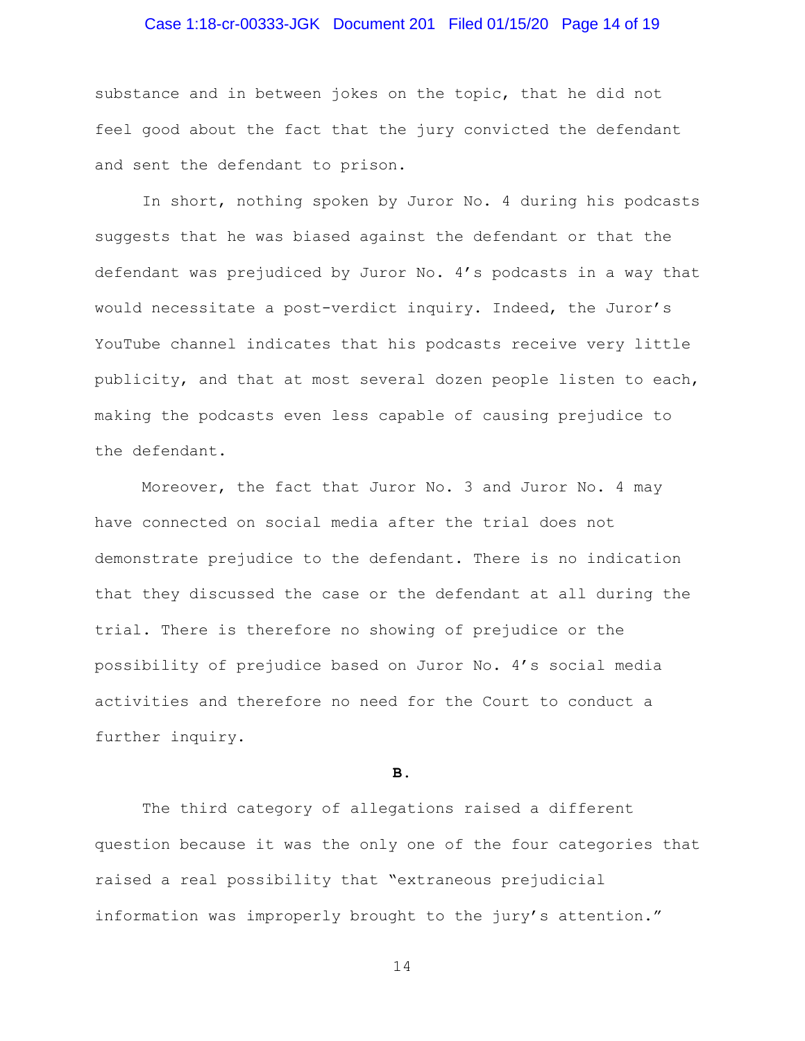substance and in between jokes on the topic, that he did not feel good about the fact that the jury convicted the defendant and sent the defendant to prison.

In short, nothing spoken by Juror No. 4 during his podcasts suggests that he was biased against the defendant or that the defendant was prejudiced by Juror No. 4's podcasts in a way that would necessitate a post-verdict inquiry. Indeed, the Juror's YouTube channel indicates that his podcasts receive very little publicity, and that at most several dozen people listen to each, making the podcasts even less capable of causing prejudice to the defendant.

Moreover, the fact that Juror No. 3 and Juror No. 4 may have connected on social media after the trial does not demonstrate prejudice to the defendant. There is no indication that they discussed the case or the defendant at all during the trial. There is therefore no showing of prejudice or the possibility of prejudice based on Juror No. 4's social media activities and therefore no need for the Court to conduct a further inquiry.

**B.**

The third category of allegations raised a different question because it was the only one of the four categories that raised a real possibility that "extraneous prejudicial information was improperly brought to the jury's attention."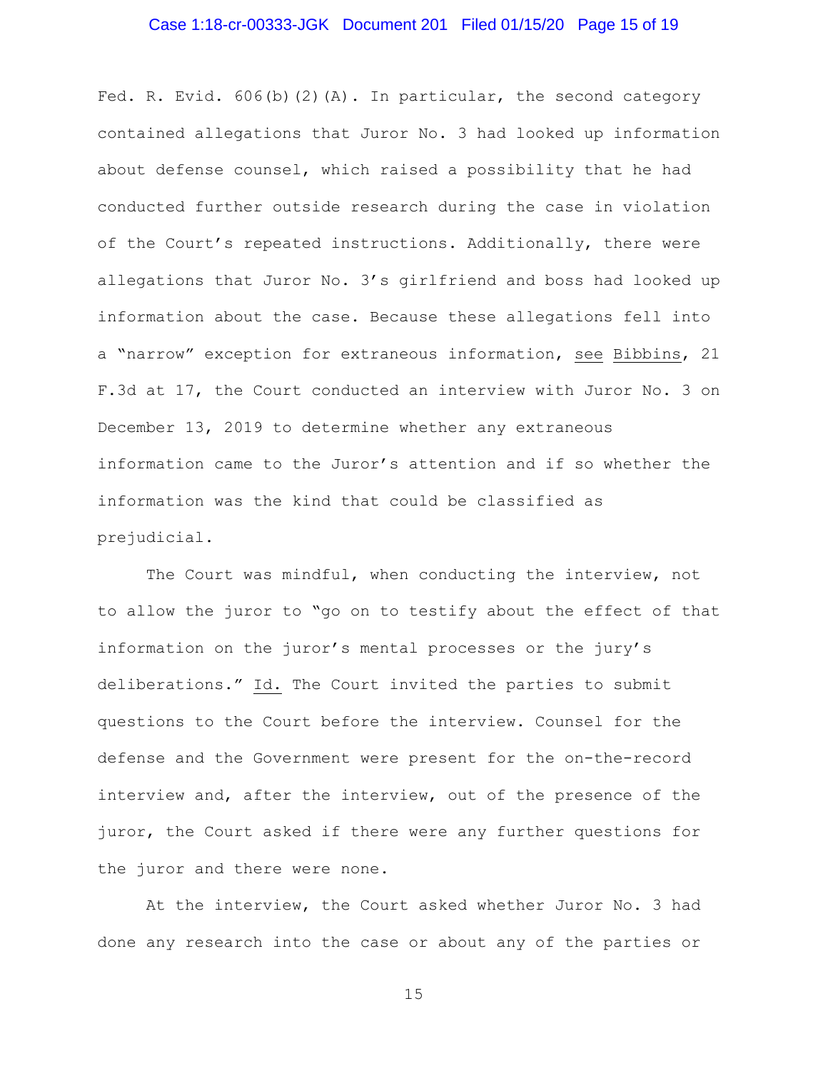Fed. R. Evid. 606(b)(2)(A). In particular, the second category contained allegations that Juror No. 3 had looked up information about defense counsel, which raised a possibility that he had conducted further outside research during the case in violation of the Court's repeated instructions. Additionally, there were allegations that Juror No. 3's girlfriend and boss had looked up information about the case. Because these allegations fell into a "narrow" exception for extraneous information, see Bibbins, 21 F.3d at 17, the Court conducted an interview with Juror No. 3 on December 13, 2019 to determine whether any extraneous information came to the Juror's attention and if so whether the information was the kind that could be classified as prejudicial.

The Court was mindful, when conducting the interview, not to allow the juror to "go on to testify about the effect of that information on the juror's mental processes or the jury's deliberations." Id. The Court invited the parties to submit questions to the Court before the interview. Counsel for the defense and the Government were present for the on-the-record interview and, after the interview, out of the presence of the juror, the Court asked if there were any further questions for the juror and there were none.

At the interview, the Court asked whether Juror No. 3 had done any research into the case or about any of the parties or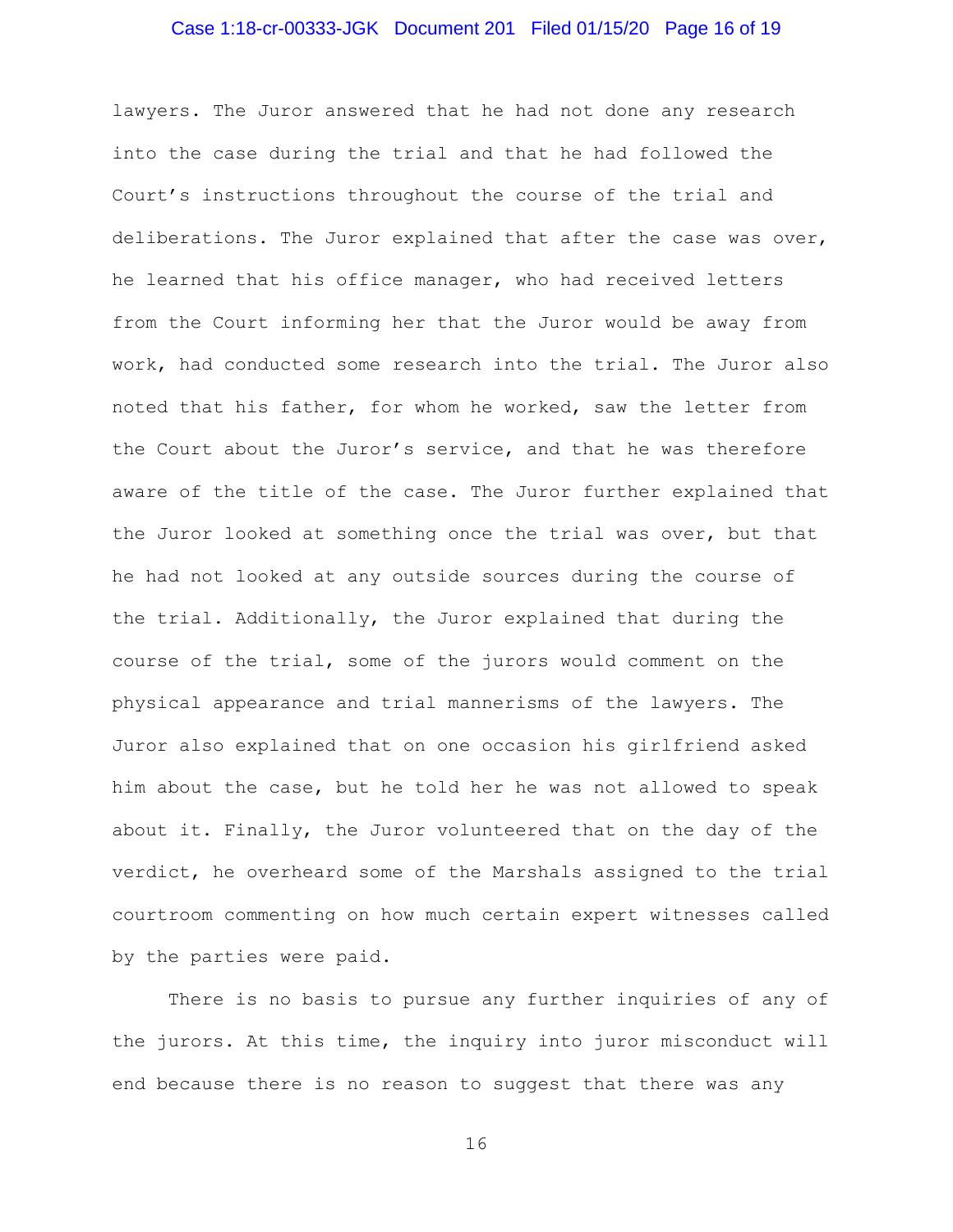lawyers. The Juror answered that he had not done any research into the case during the trial and that he had followed the Court's instructions throughout the course of the trial and deliberations. The Juror explained that after the case was over, he learned that his office manager, who had received letters from the Court informing her that the Juror would be away from work, had conducted some research into the trial. The Juror also noted that his father, for whom he worked, saw the letter from the Court about the Juror's service, and that he was therefore aware of the title of the case. The Juror further explained that the Juror looked at something once the trial was over, but that he had not looked at any outside sources during the course of the trial. Additionally, the Juror explained that during the course of the trial, some of the jurors would comment on the physical appearance and trial mannerisms of the lawyers. The Juror also explained that on one occasion his girlfriend asked him about the case, but he told her he was not allowed to speak about it. Finally, the Juror volunteered that on the day of the verdict, he overheard some of the Marshals assigned to the trial courtroom commenting on how much certain expert witnesses called by the parties were paid.

There is no basis to pursue any further inquiries of any of the jurors. At this time, the inquiry into juror misconduct will end because there is no reason to suggest that there was any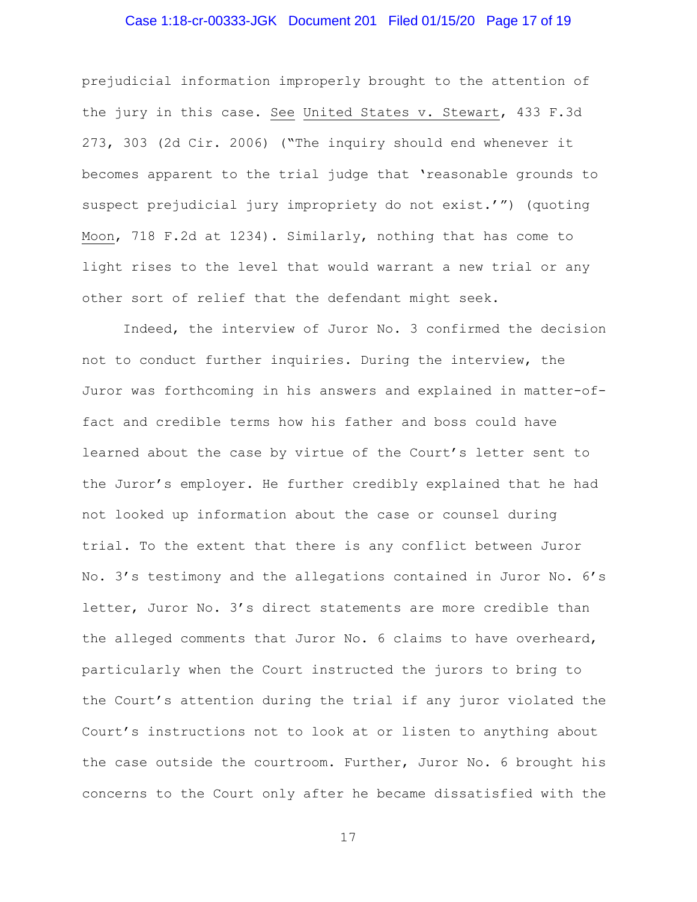prejudicial information improperly brought to the attention of the jury in this case. See United States v. Stewart, 433 F.3d 273, 303 (2d Cir. 2006) ("The inquiry should end whenever it becomes apparent to the trial judge that 'reasonable grounds to suspect prejudicial jury impropriety do not exist.'") (quoting Moon, 718 F.2d at 1234). Similarly, nothing that has come to light rises to the level that would warrant a new trial or any other sort of relief that the defendant might seek.

Indeed, the interview of Juror No. 3 confirmed the decision not to conduct further inquiries. During the interview, the Juror was forthcoming in his answers and explained in matter-of-fact and credible terms how his father and boss could have learned about the case by virtue of the Court's letter sent to the Juror's employer. He further credibly explained that he had not looked up information about the case or counsel during trial. To the extent that there is any conflict between Juror No. 3's testimony and the allegations contained in Juror No. 6's letter, Juror No. 3's direct statements are more credible than the alleged comments that Juror No. 6 claims to have overheard, particularly when the Court instructed the jurors to bring to the Court's attention during the trial if any juror violated the Court's instructions not to look at or listen to anything about the case outside the courtroom. Further, Juror No. 6 brought his concerns to the Court only after he became dissatisfied with the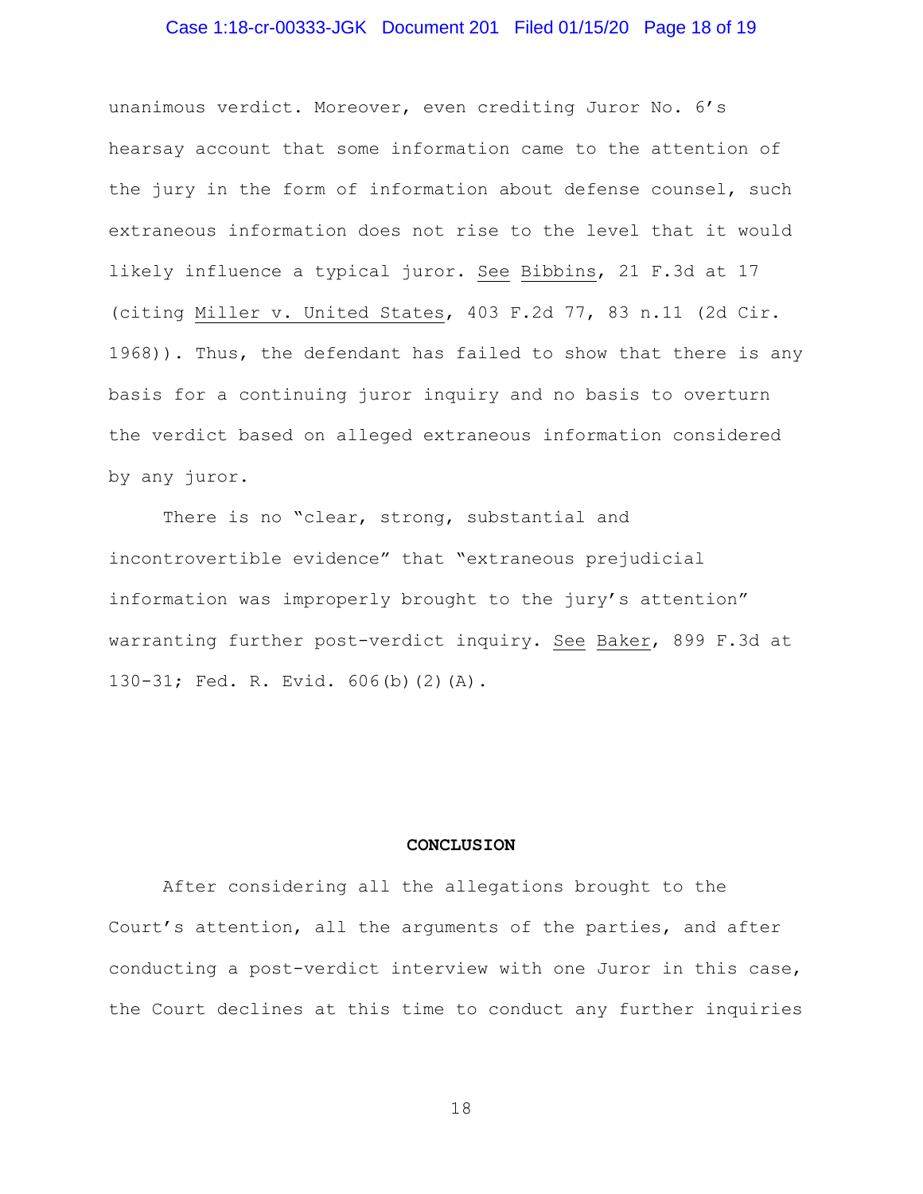unanimous verdict. Moreover, even crediting Juror No. 6's hearsay account that some information came to the attention of the jury in the form of information about defense counsel, such extraneous information does not rise to the level that it would likely influence a typical juror. See Bibbins, 21 F.3d at 17 (citing Miller v. United States, 403 F.2d 77, 83 n.11 (2d Cir. 1968)). Thus, the defendant has failed to show that there is any basis for a continuing juror inquiry and no basis to overturn the verdict based on alleged extraneous information considered by any juror.

There is no "clear, strong, substantial and incontrovertible evidence" that "extraneous prejudicial information was improperly brought to the jury's attention" warranting further post-verdict inquiry. See Baker, 899 F.3d at 130-31; Fed. R. Evid. 606(b)(2)(A).

**CONCLUSION**

After considering all the allegations brought to the Court's attention, all the arguments of the parties, and after conducting a post-verdict interview with one Juror in this case, the Court declines at this time to conduct any further inquiries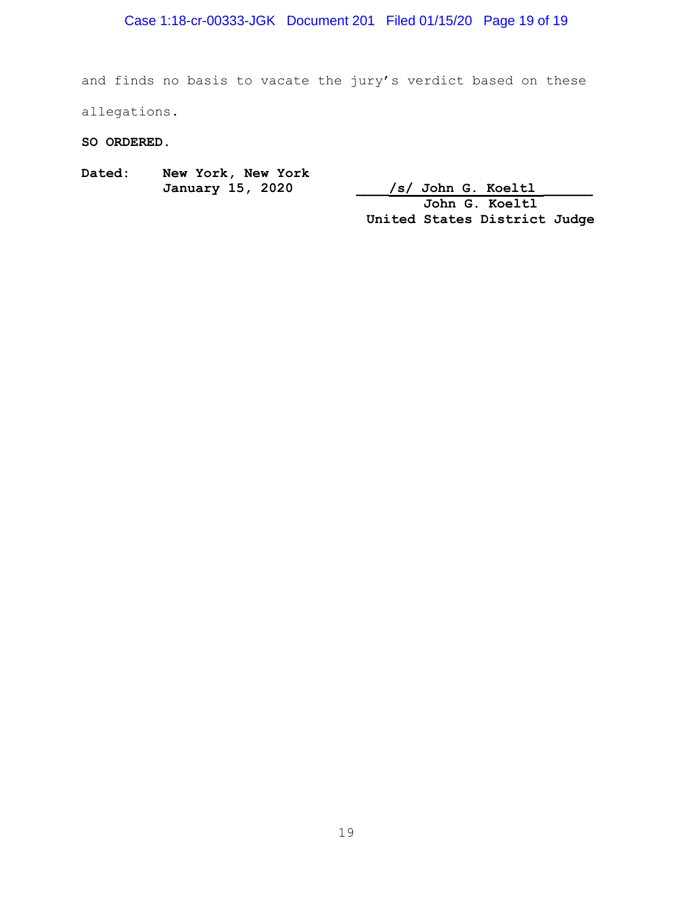and finds no basis to vacate the jury's verdict based on these allegations.

**SO ORDERED.**

**Dated: New York, New York**
**January 15, 2020**

**/s/ John G. Koeltl**
**John G. Koeltl**
**United States District Judge**